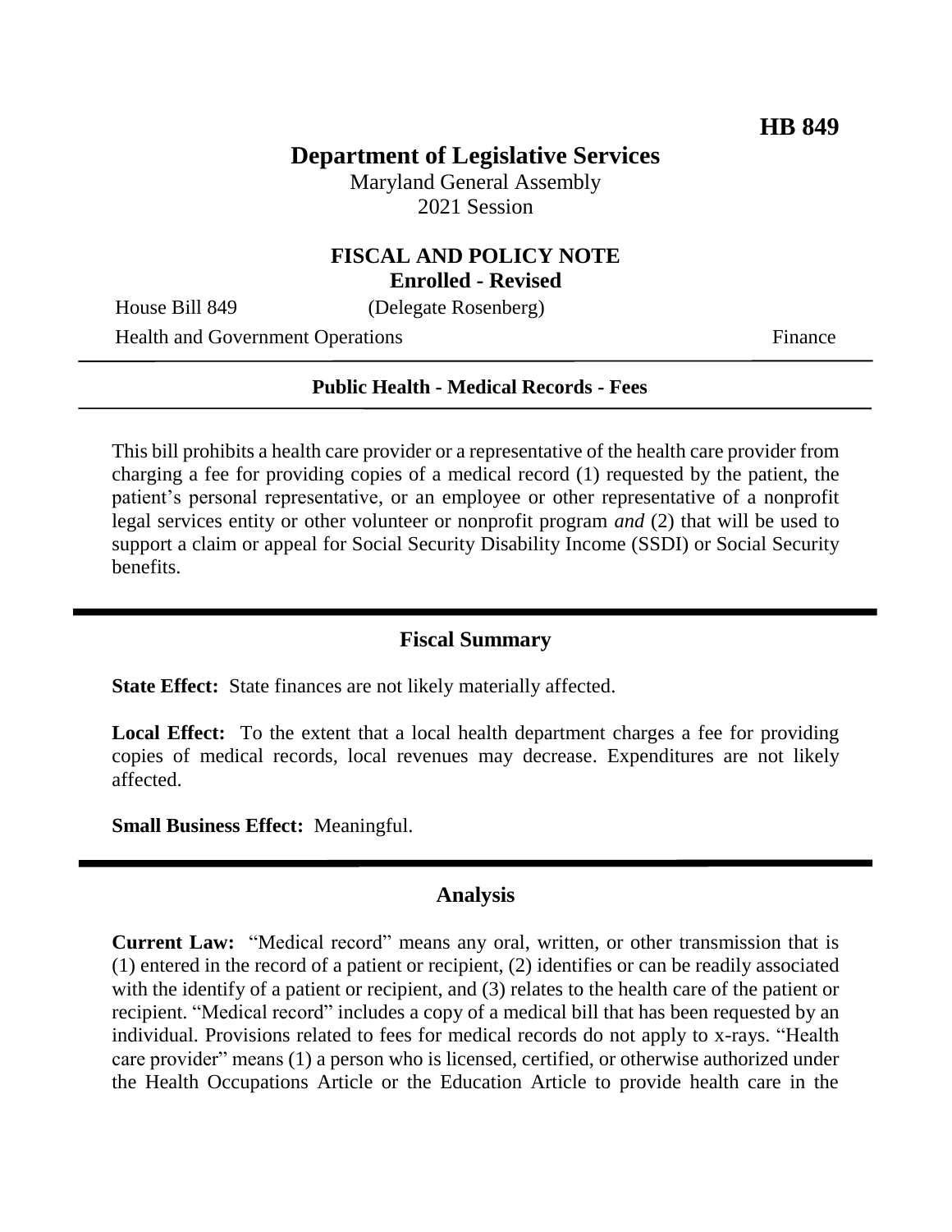**HB 849**

# Department of Legislative Services

Maryland General Assembly
2021 Session

## FISCAL AND POLICY NOTE
**Enrolled - Revised**

House Bill 849 (Delegate Rosenberg)
Health and Government Operations Finance

**Public Health - Medical Records - Fees**

This bill prohibits a health care provider or a representative of the health care provider from charging a fee for providing copies of a medical record (1) requested by the patient, the patient's personal representative, or an employee or other representative of a nonprofit legal services entity or other volunteer or nonprofit program *and* (2) that will be used to support a claim or appeal for Social Security Disability Income (SSDI) or Social Security benefits.

## Fiscal Summary

**State Effect:** State finances are not likely materially affected.

**Local Effect:** To the extent that a local health department charges a fee for providing copies of medical records, local revenues may decrease. Expenditures are not likely affected.

**Small Business Effect:** Meaningful.

## Analysis

**Current Law:** "Medical record" means any oral, written, or other transmission that is (1) entered in the record of a patient or recipient, (2) identifies or can be readily associated with the identify of a patient or recipient, and (3) relates to the health care of the patient or recipient. "Medical record" includes a copy of a medical bill that has been requested by an individual. Provisions related to fees for medical records do not apply to x-rays. "Health care provider" means (1) a person who is licensed, certified, or otherwise authorized under the Health Occupations Article or the Education Article to provide health care in the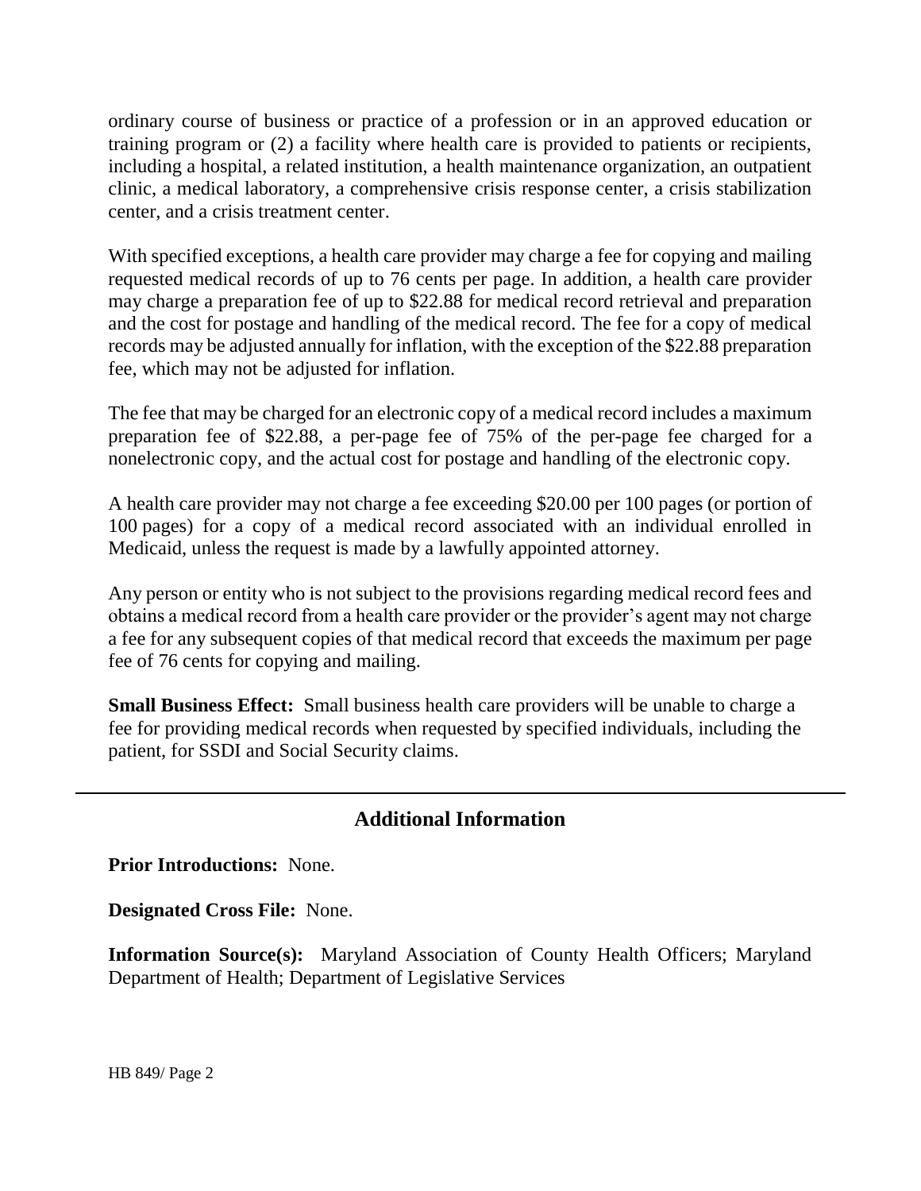ordinary course of business or practice of a profession or in an approved education or training program or (2) a facility where health care is provided to patients or recipients, including a hospital, a related institution, a health maintenance organization, an outpatient clinic, a medical laboratory, a comprehensive crisis response center, a crisis stabilization center, and a crisis treatment center.

With specified exceptions, a health care provider may charge a fee for copying and mailing requested medical records of up to 76 cents per page. In addition, a health care provider may charge a preparation fee of up to $22.88 for medical record retrieval and preparation and the cost for postage and handling of the medical record. The fee for a copy of medical records may be adjusted annually for inflation, with the exception of the $22.88 preparation fee, which may not be adjusted for inflation.

The fee that may be charged for an electronic copy of a medical record includes a maximum preparation fee of $22.88, a per-page fee of 75% of the per-page fee charged for a nonelectronic copy, and the actual cost for postage and handling of the electronic copy.

A health care provider may not charge a fee exceeding $20.00 per 100 pages (or portion of 100 pages) for a copy of a medical record associated with an individual enrolled in Medicaid, unless the request is made by a lawfully appointed attorney.

Any person or entity who is not subject to the provisions regarding medical record fees and obtains a medical record from a health care provider or the provider's agent may not charge a fee for any subsequent copies of that medical record that exceeds the maximum per page fee of 76 cents for copying and mailing.

**Small Business Effect:** Small business health care providers will be unable to charge a fee for providing medical records when requested by specified individuals, including the patient, for SSDI and Social Security claims.

---

## Additional Information

**Prior Introductions:** None.

**Designated Cross File:** None.

**Information Source(s):** Maryland Association of County Health Officers; Maryland Department of Health; Department of Legislative Services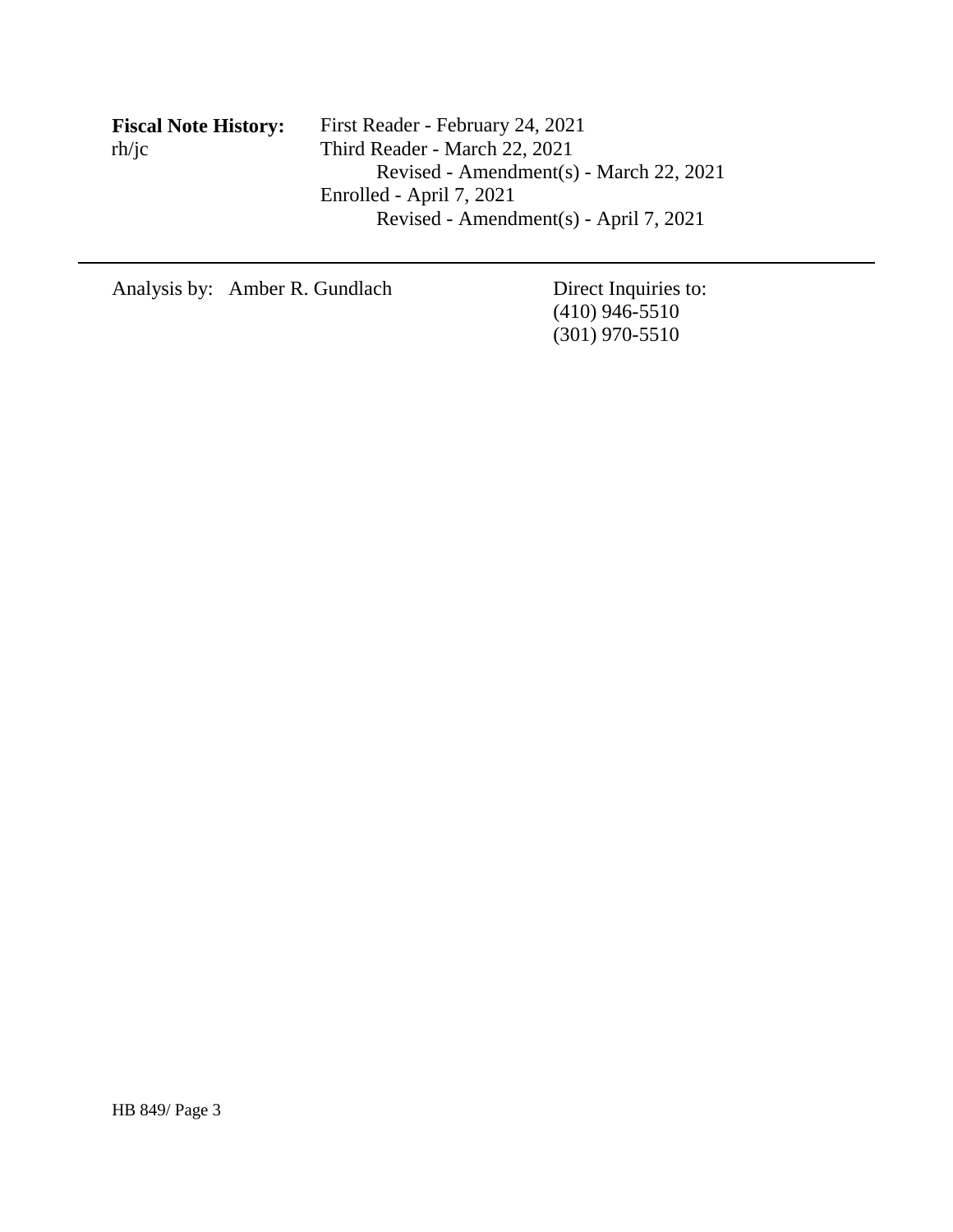**Fiscal Note History:** First Reader - February 24, 2021
rh/jc Third Reader - March 22, 2021
Revised - Amendment(s) - March 22, 2021
Enrolled - April 7, 2021
Revised - Amendment(s) - April 7, 2021

---

Analysis by: Amber R. Gundlach

Direct Inquiries to:
(410) 946-5510
(301) 970-5510